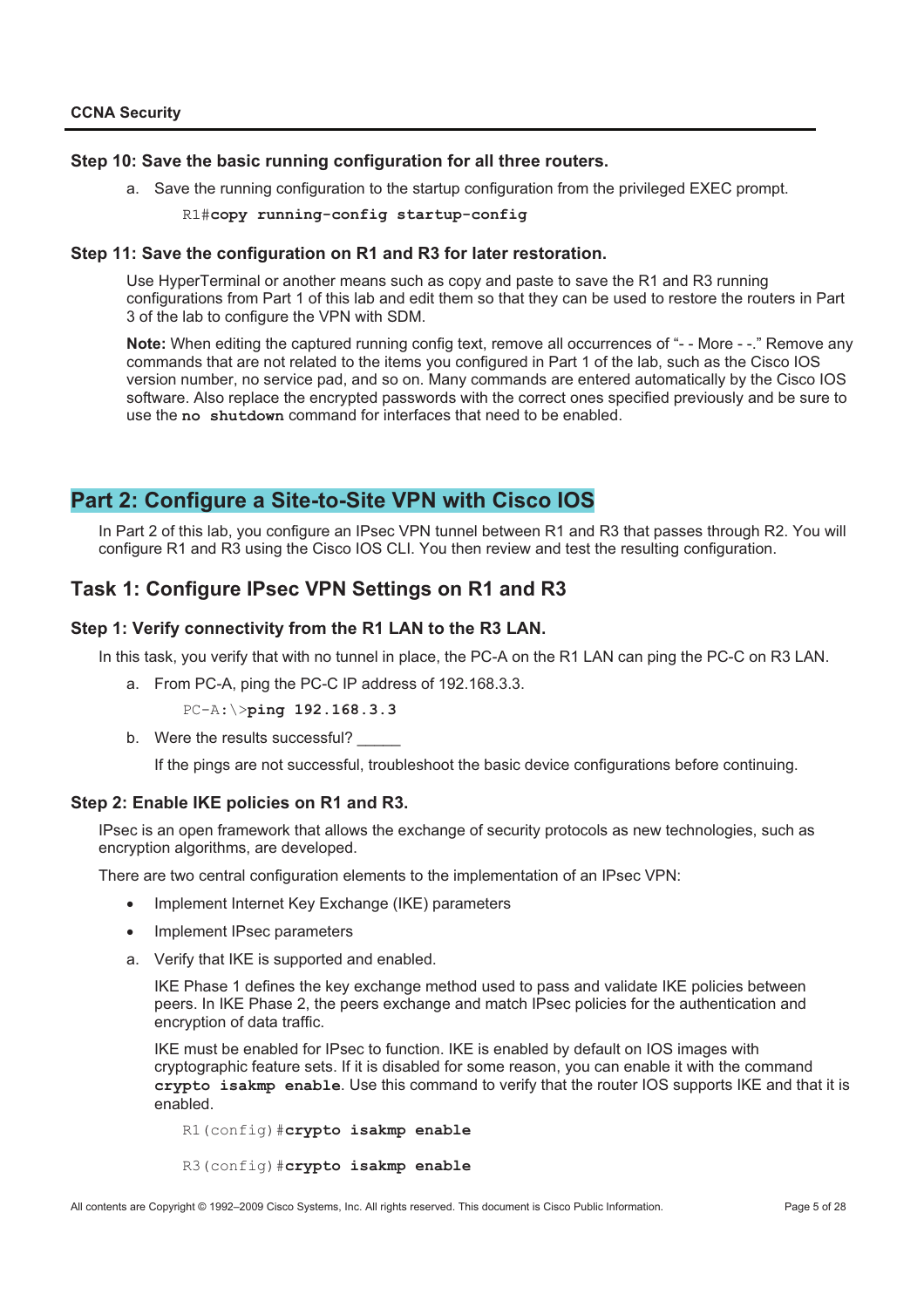### Step 10: Save the basic running configuration for all three routers.

a. Save the running configuration to the startup configuration from the privileged EXEC prompt.

```
R1#copy running-config startup-config
```

### Step 11: Save the configuration on R1 and R3 for later restoration.

Use HyperTerminal or another means such as copy and paste to save the R1 and R3 running configurations from Part 1 of this lab and edit them so that they can be used to restore the routers in Part 3 of the lab to configure the VPN with SDM.

**Note:** When editing the captured running config text, remove all occurrences of "- - More - -." Remove any commands that are not related to the items you configured in Part 1 of the lab, such as the Cisco IOS version number, no service pad, and so on. Many commands are entered automatically by the Cisco IOS software. Also replace the encrypted passwords with the correct ones specified previously and be sure to use the **no shutdown** command for interfaces that need to be enabled.

# Part 2: Configure a Site-to-Site VPN with Cisco IOS

In Part 2 of this lab, you configure an IPsec VPN tunnel between R1 and R3 that passes through R2. You will configure R1 and R3 using the Cisco IOS CLI. You then review and test the resulting configuration.

## Task 1: Configure IPsec VPN Settings on R1 and R3

### Step 1: Verify connectivity from the R1 LAN to the R3 LAN.

In this task, you verify that with no tunnel in place, the PC-A on the R1 LAN can ping the PC-C on R3 LAN.

a. From PC-A, ping the PC-C IP address of 192.168.3.3.

```
PC-A:\>ping 192.168.3.3
```

b. Were the results successful? _____

If the pings are not successful, troubleshoot the basic device configurations before continuing.

### Step 2: Enable IKE policies on R1 and R3.

IPsec is an open framework that allows the exchange of security protocols as new technologies, such as encryption algorithms, are developed.

There are two central configuration elements to the implementation of an IPsec VPN:

- Implement Internet Key Exchange (IKE) parameters
- Implement IPsec parameters

a. Verify that IKE is supported and enabled.

IKE Phase 1 defines the key exchange method used to pass and validate IKE policies between peers. In IKE Phase 2, the peers exchange and match IPsec policies for the authentication and encryption of data traffic.

IKE must be enabled for IPsec to function. IKE is enabled by default on IOS images with cryptographic feature sets. If it is disabled for some reason, you can enable it with the command **crypto isakmp enable**. Use this command to verify that the router IOS supports IKE and that it is enabled.

```
R1(config)#crypto isakmp enable
```

```
R3(config)#crypto isakmp enable
```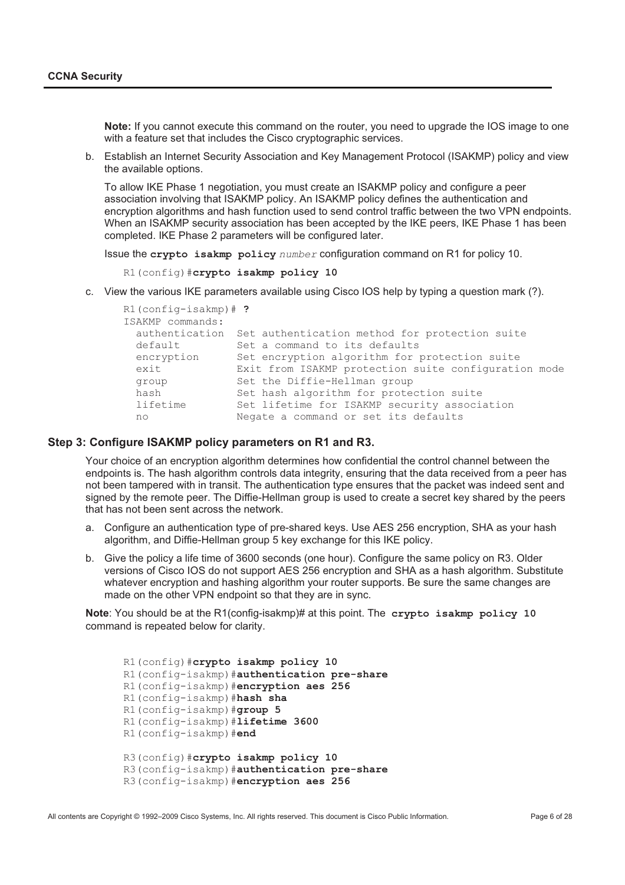**Note:** If you cannot execute this command on the router, you need to upgrade the IOS image to one with a feature set that includes the Cisco cryptographic services.

b. Establish an Internet Security Association and Key Management Protocol (ISAKMP) policy and view the available options.

To allow IKE Phase 1 negotiation, you must create an ISAKMP policy and configure a peer association involving that ISAKMP policy. An ISAKMP policy defines the authentication and encryption algorithms and hash function used to send control traffic between the two VPN endpoints. When an ISAKMP security association has been accepted by the IKE peers, IKE Phase 1 has been completed. IKE Phase 2 parameters will be configured later.

Issue the **crypto isakmp policy** *number* configuration command on R1 for policy 10.

```
R1(config)#crypto isakmp policy 10
```

c. View the various IKE parameters available using Cisco IOS help by typing a question mark (?).

```
R1(config-isakmp)# ?
ISAKMP commands:
  authentication  Set authentication method for protection suite
  default         Set a command to its defaults
  encryption      Set encryption algorithm for protection suite
  exit            Exit from ISAKMP protection suite configuration mode
  group           Set the Diffie-Hellman group
  hash            Set hash algorithm for protection suite
  lifetime        Set lifetime for ISAKMP security association
  no              Negate a command or set its defaults
```

### Step 3: Configure ISAKMP policy parameters on R1 and R3.

Your choice of an encryption algorithm determines how confidential the control channel between the endpoints is. The hash algorithm controls data integrity, ensuring that the data received from a peer has not been tampered with in transit. The authentication type ensures that the packet was indeed sent and signed by the remote peer. The Diffie-Hellman group is used to create a secret key shared by the peers that has not been sent across the network.

a. Configure an authentication type of pre-shared keys. Use AES 256 encryption, SHA as your hash algorithm, and Diffie-Hellman group 5 key exchange for this IKE policy.

b. Give the policy a life time of 3600 seconds (one hour). Configure the same policy on R3. Older versions of Cisco IOS do not support AES 256 encryption and SHA as a hash algorithm. Substitute whatever encryption and hashing algorithm your router supports. Be sure the same changes are made on the other VPN endpoint so that they are in sync.

**Note**: You should be at the R1(config-isakmp)# at this point. The **crypto isakmp policy 10** command is repeated below for clarity.

```
R1(config)#crypto isakmp policy 10
R1(config-isakmp)#authentication pre-share
R1(config-isakmp)#encryption aes 256
R1(config-isakmp)#hash sha
R1(config-isakmp)#group 5
R1(config-isakmp)#lifetime 3600
R1(config-isakmp)#end

R3(config)#crypto isakmp policy 10
R3(config-isakmp)#authentication pre-share
R3(config-isakmp)#encryption aes 256
```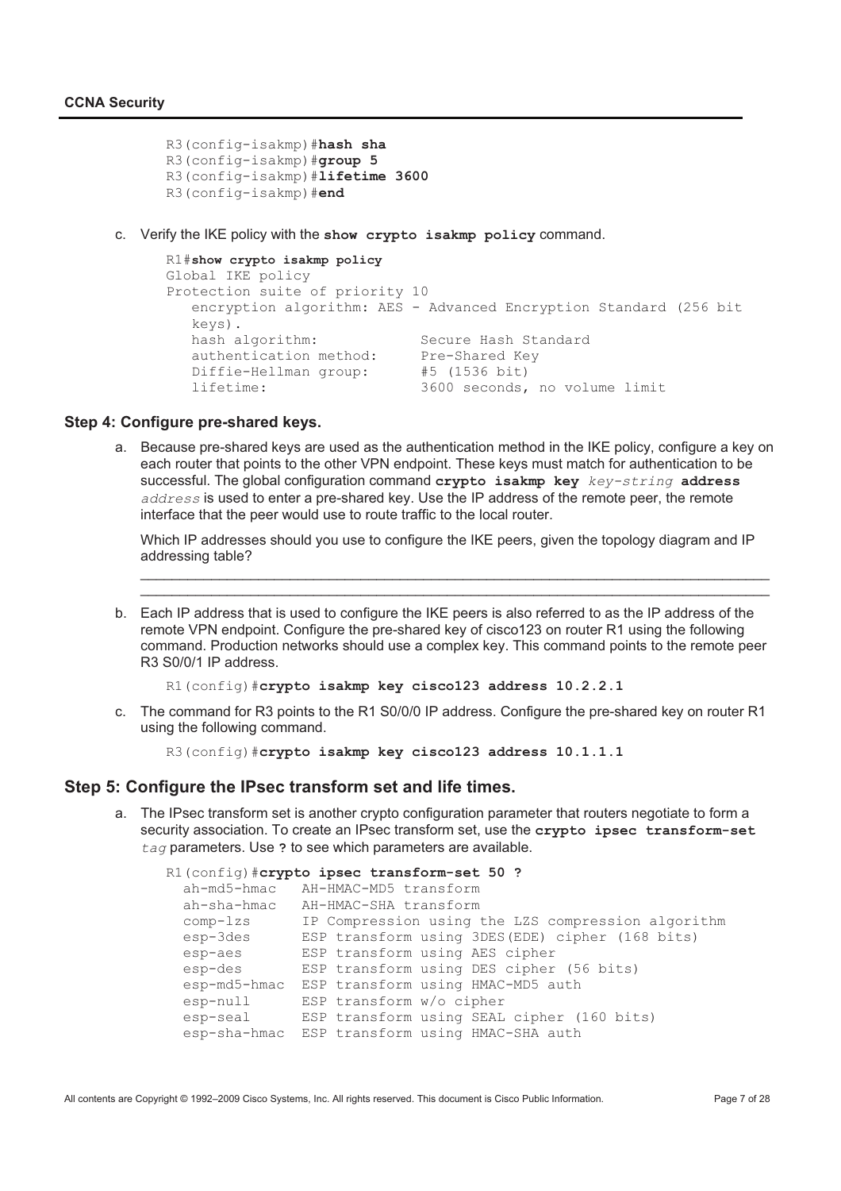```
R3(config-isakmp)#hash sha
R3(config-isakmp)#group 5
R3(config-isakmp)#lifetime 3600
R3(config-isakmp)#end
```

c. Verify the IKE policy with the **show crypto isakmp policy** command.

```
R1#show crypto isakmp policy
Global IKE policy
Protection suite of priority 10
   encryption algorithm: AES - Advanced Encryption Standard (256 bit
   keys).
   hash algorithm:          Secure Hash Standard
   authentication method:   Pre-Shared Key
   Diffie-Hellman group:    #5 (1536 bit)
   lifetime:                3600 seconds, no volume limit
```

### Step 4: Configure pre-shared keys.

a. Because pre-shared keys are used as the authentication method in the IKE policy, configure a key on each router that points to the other VPN endpoint. These keys must match for authentication to be successful. The global configuration command **crypto isakmp key** *key-string* **address** *address* is used to enter a pre-shared key. Use the IP address of the remote peer, the remote interface that the peer would use to route traffic to the local router.

   Which IP addresses should you use to configure the IKE peers, given the topology diagram and IP addressing table?

   ____________________________________________________________________________________

   ____________________________________________________________________________________

b. Each IP address that is used to configure the IKE peers is also referred to as the IP address of the remote VPN endpoint. Configure the pre-shared key of cisco123 on router R1 using the following command. Production networks should use a complex key. This command points to the remote peer R3 S0/0/1 IP address.

```
R1(config)#crypto isakmp key cisco123 address 10.2.2.1
```

c. The command for R3 points to the R1 S0/0/0 IP address. Configure the pre-shared key on router R1 using the following command.

```
R3(config)#crypto isakmp key cisco123 address 10.1.1.1
```

### Step 5: Configure the IPsec transform set and life times.

a. The IPsec transform set is another crypto configuration parameter that routers negotiate to form a security association. To create an IPsec transform set, use the **crypto ipsec transform-set** *tag* parameters. Use **?** to see which parameters are available.

```
R1(config)#crypto ipsec transform-set 50 ?
  ah-md5-hmac   AH-HMAC-MD5 transform
  ah-sha-hmac   AH-HMAC-SHA transform
  comp-lzs      IP Compression using the LZS compression algorithm
  esp-3des      ESP transform using 3DES(EDE) cipher (168 bits)
  esp-aes       ESP transform using AES cipher
  esp-des       ESP transform using DES cipher (56 bits)
  esp-md5-hmac  ESP transform using HMAC-MD5 auth
  esp-null      ESP transform w/o cipher
  esp-seal      ESP transform using SEAL cipher (160 bits)
  esp-sha-hmac  ESP transform using HMAC-SHA auth
```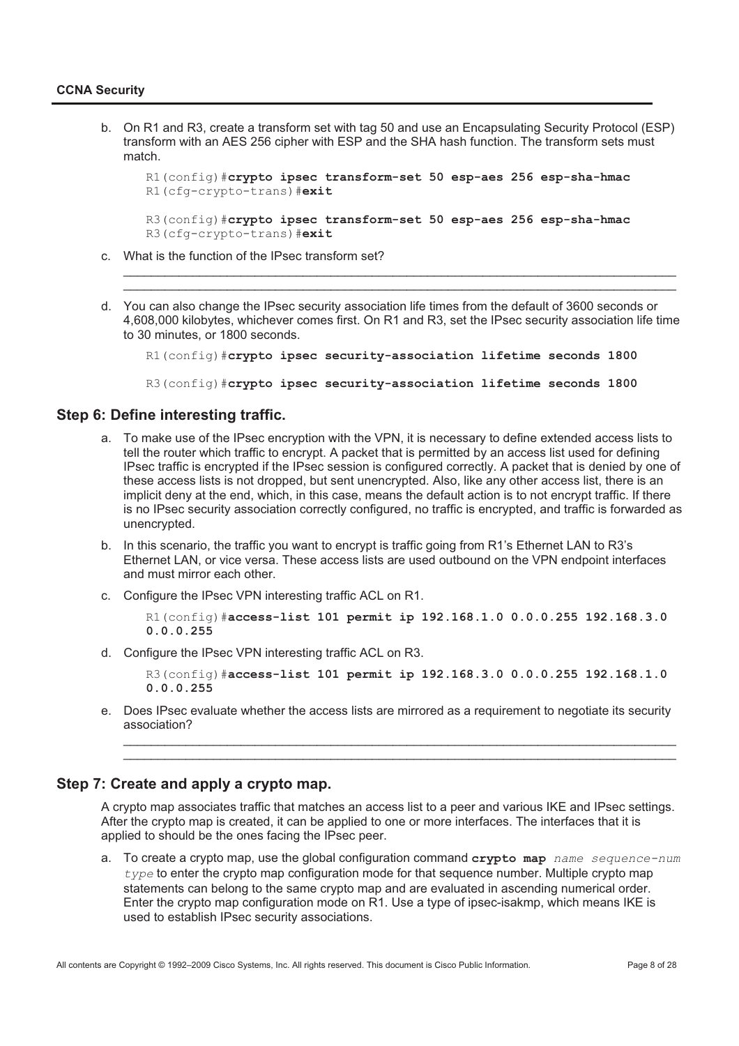b. On R1 and R3, create a transform set with tag 50 and use an Encapsulating Security Protocol (ESP) transform with an AES 256 cipher with ESP and the SHA hash function. The transform sets must match.

```
R1(config)#crypto ipsec transform-set 50 esp-aes 256 esp-sha-hmac
R1(cfg-crypto-trans)#exit

R3(config)#crypto ipsec transform-set 50 esp-aes 256 esp-sha-hmac
R3(cfg-crypto-trans)#exit
```

c. What is the function of the IPsec transform set?

______________________________________________________________________________

______________________________________________________________________________

d. You can also change the IPsec security association life times from the default of 3600 seconds or 4,608,000 kilobytes, whichever comes first. On R1 and R3, set the IPsec security association life time to 30 minutes, or 1800 seconds.

```
R1(config)#crypto ipsec security-association lifetime seconds 1800

R3(config)#crypto ipsec security-association lifetime seconds 1800
```

### Step 6: Define interesting traffic.

a. To make use of the IPsec encryption with the VPN, it is necessary to define extended access lists to tell the router which traffic to encrypt. A packet that is permitted by an access list used for defining IPsec traffic is encrypted if the IPsec session is configured correctly. A packet that is denied by one of these access lists is not dropped, but sent unencrypted. Also, like any other access list, there is an implicit deny at the end, which, in this case, means the default action is to not encrypt traffic. If there is no IPsec security association correctly configured, no traffic is encrypted, and traffic is forwarded as unencrypted.

b. In this scenario, the traffic you want to encrypt is traffic going from R1's Ethernet LAN to R3's Ethernet LAN, or vice versa. These access lists are used outbound on the VPN endpoint interfaces and must mirror each other.

c. Configure the IPsec VPN interesting traffic ACL on R1.

```
R1(config)#access-list 101 permit ip 192.168.1.0 0.0.0.255 192.168.3.0
0.0.0.255
```

d. Configure the IPsec VPN interesting traffic ACL on R3.

```
R3(config)#access-list 101 permit ip 192.168.3.0 0.0.0.255 192.168.1.0
0.0.0.255
```

e. Does IPsec evaluate whether the access lists are mirrored as a requirement to negotiate its security association?

______________________________________________________________________________

______________________________________________________________________________

### Step 7: Create and apply a crypto map.

A crypto map associates traffic that matches an access list to a peer and various IKE and IPsec settings. After the crypto map is created, it can be applied to one or more interfaces. The interfaces that it is applied to should be the ones facing the IPsec peer.

a. To create a crypto map, use the global configuration command **crypto map** *name sequence-num type* to enter the crypto map configuration mode for that sequence number. Multiple crypto map statements can belong to the same crypto map and are evaluated in ascending numerical order. Enter the crypto map configuration mode on R1. Use a type of ipsec-isakmp, which means IKE is used to establish IPsec security associations.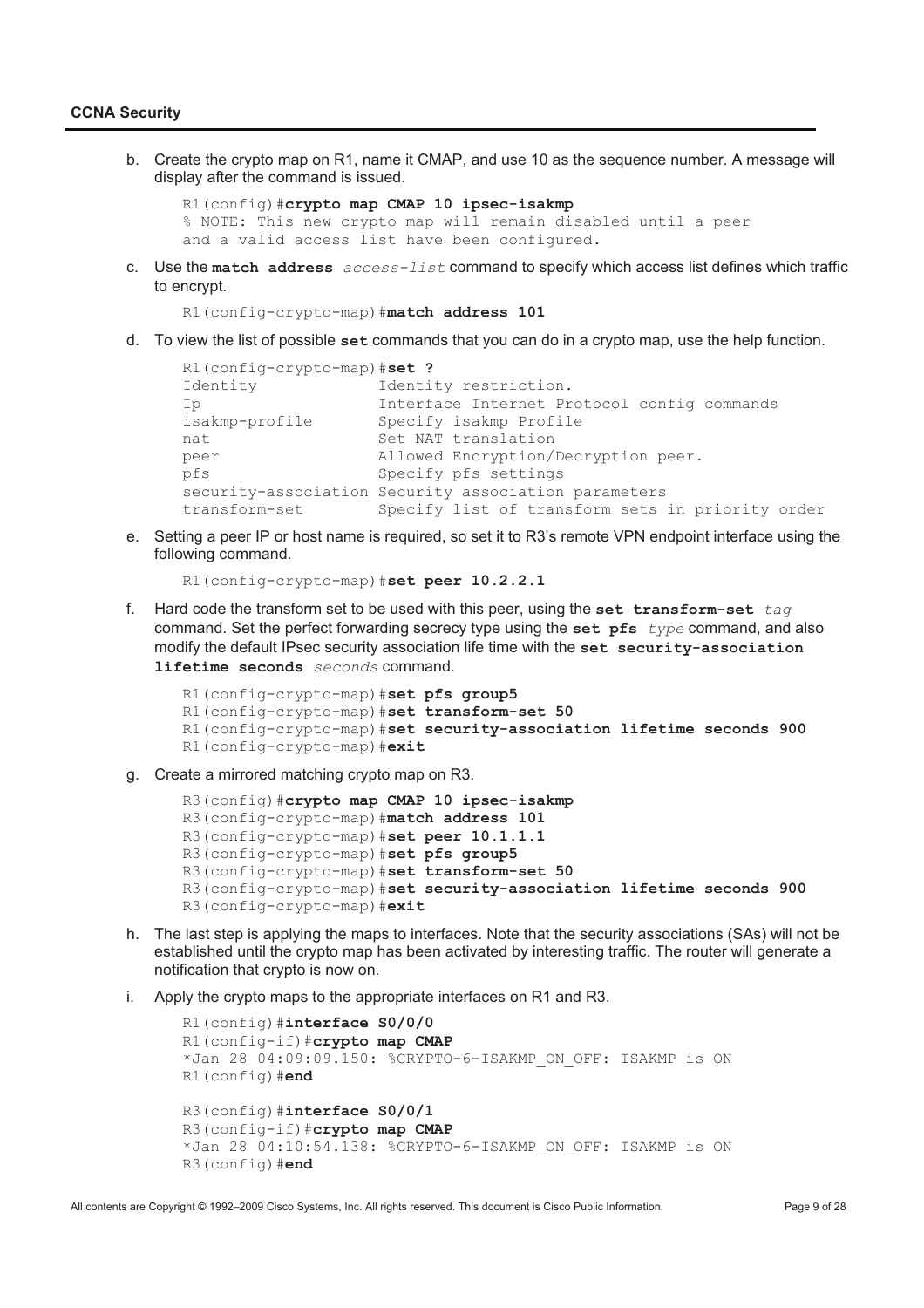b. Create the crypto map on R1, name it CMAP, and use 10 as the sequence number. A message will display after the command is issued.

```
R1(config)#crypto map CMAP 10 ipsec-isakmp
% NOTE: This new crypto map will remain disabled until a peer
and a valid access list have been configured.
```

c. Use the **match address** *access-list* command to specify which access list defines which traffic to encrypt.

```
R1(config-crypto-map)#match address 101
```

d. To view the list of possible **set** commands that you can do in a crypto map, use the help function.

```
R1(config-crypto-map)#set ?
Identity             Identity restriction.
Ip                   Interface Internet Protocol config commands
isakmp-profile       Specify isakmp Profile
nat                  Set NAT translation
peer                 Allowed Encryption/Decryption peer.
pfs                  Specify pfs settings
security-association Security association parameters
transform-set        Specify list of transform sets in priority order
```

e. Setting a peer IP or host name is required, so set it to R3's remote VPN endpoint interface using the following command.

```
R1(config-crypto-map)#set peer 10.2.2.1
```

f. Hard code the transform set to be used with this peer, using the **set transform-set** *tag* command. Set the perfect forwarding secrecy type using the **set pfs** *type* command, and also modify the default IPsec security association life time with the **set security-association lifetime seconds** *seconds* command.

```
R1(config-crypto-map)#set pfs group5
R1(config-crypto-map)#set transform-set 50
R1(config-crypto-map)#set security-association lifetime seconds 900
R1(config-crypto-map)#exit
```

g. Create a mirrored matching crypto map on R3.

```
R3(config)#crypto map CMAP 10 ipsec-isakmp
R3(config-crypto-map)#match address 101
R3(config-crypto-map)#set peer 10.1.1.1
R3(config-crypto-map)#set pfs group5
R3(config-crypto-map)#set transform-set 50
R3(config-crypto-map)#set security-association lifetime seconds 900
R3(config-crypto-map)#exit
```

h. The last step is applying the maps to interfaces. Note that the security associations (SAs) will not be established until the crypto map has been activated by interesting traffic. The router will generate a notification that crypto is now on.

i. Apply the crypto maps to the appropriate interfaces on R1 and R3.

```
R1(config)#interface S0/0/0
R1(config-if)#crypto map CMAP
*Jan 28 04:09:09.150: %CRYPTO-6-ISAKMP_ON_OFF: ISAKMP is ON
R1(config)#end

R3(config)#interface S0/0/1
R3(config-if)#crypto map CMAP
*Jan 28 04:10:54.138: %CRYPTO-6-ISAKMP_ON_OFF: ISAKMP is ON
R3(config)#end
```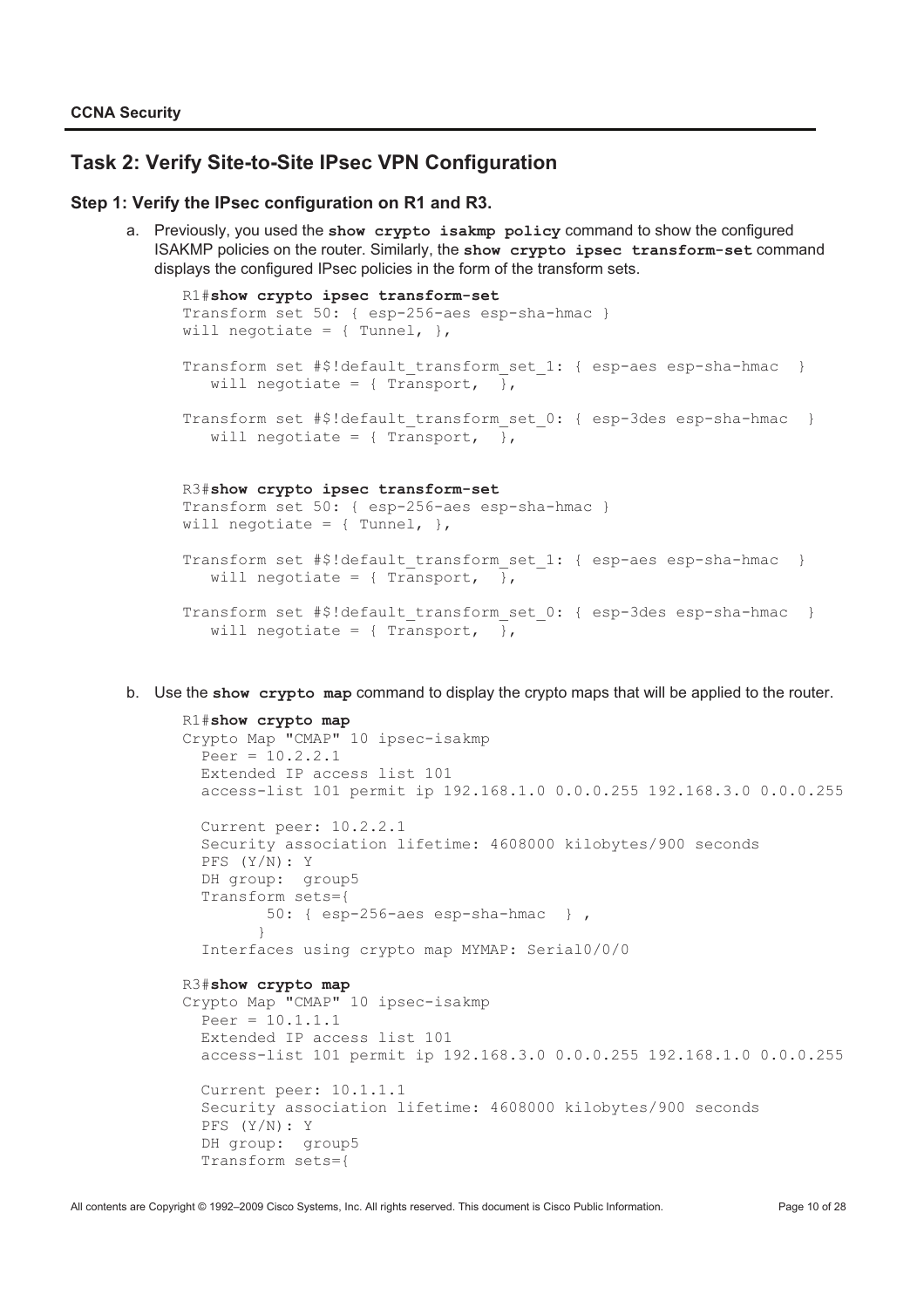## Task 2: Verify Site-to-Site IPsec VPN Configuration

### Step 1: Verify the IPsec configuration on R1 and R3.

a. Previously, you used the **show crypto isakmp policy** command to show the configured ISAKMP policies on the router. Similarly, the **show crypto ipsec transform-set** command displays the configured IPsec policies in the form of the transform sets.

```
R1#show crypto ipsec transform-set
Transform set 50: { esp-256-aes esp-sha-hmac }
will negotiate = { Tunnel, },

Transform set #$!default_transform_set_1: { esp-aes esp-sha-hmac  }
   will negotiate = { Transport,  },

Transform set #$!default_transform_set_0: { esp-3des esp-sha-hmac  }
   will negotiate = { Transport,  },


R3#show crypto ipsec transform-set
Transform set 50: { esp-256-aes esp-sha-hmac }
will negotiate = { Tunnel, },

Transform set #$!default_transform_set_1: { esp-aes esp-sha-hmac  }
   will negotiate = { Transport,  },

Transform set #$!default_transform_set_0: { esp-3des esp-sha-hmac  }
   will negotiate = { Transport,  },
```

b. Use the **show crypto map** command to display the crypto maps that will be applied to the router.

```
R1#show crypto map
Crypto Map "CMAP" 10 ipsec-isakmp
  Peer = 10.2.2.1
  Extended IP access list 101
  access-list 101 permit ip 192.168.1.0 0.0.0.255 192.168.3.0 0.0.0.255

  Current peer: 10.2.2.1
  Security association lifetime: 4608000 kilobytes/900 seconds
  PFS (Y/N): Y
  DH group:  group5
  Transform sets={
         50: { esp-256-aes esp-sha-hmac  } ,
        }
  Interfaces using crypto map MYMAP: Serial0/0/0

R3#show crypto map
Crypto Map "CMAP" 10 ipsec-isakmp
  Peer = 10.1.1.1
  Extended IP access list 101
  access-list 101 permit ip 192.168.3.0 0.0.0.255 192.168.1.0 0.0.0.255

  Current peer: 10.1.1.1
  Security association lifetime: 4608000 kilobytes/900 seconds
  PFS (Y/N): Y
  DH group:  group5
  Transform sets={
```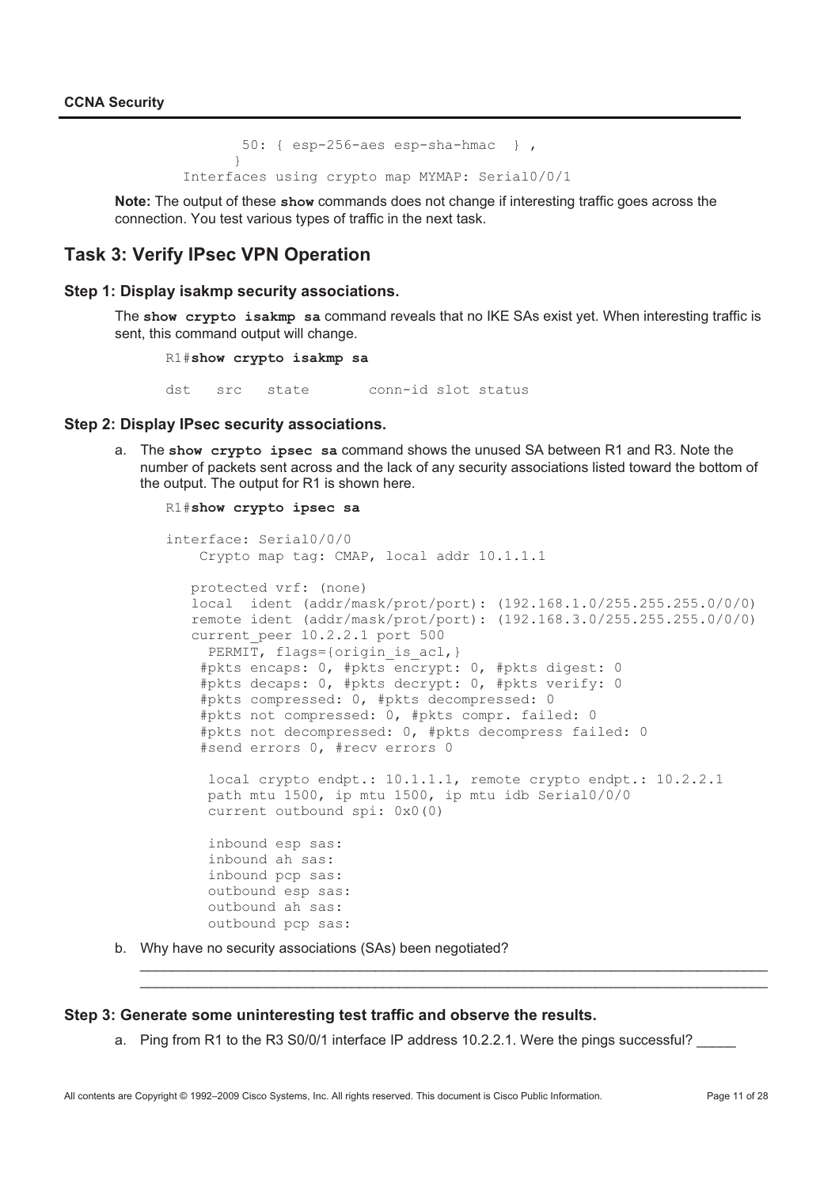```
          50: { esp-256-aes esp-sha-hmac  } ,
        }
    Interfaces using crypto map MYMAP: Serial0/0/1
```

**Note:** The output of these **show** commands does not change if interesting traffic goes across the connection. You test various types of traffic in the next task.

## Task 3: Verify IPsec VPN Operation

### Step 1: Display isakmp security associations.

The **show crypto isakmp sa** command reveals that no IKE SAs exist yet. When interesting traffic is sent, this command output will change.

```
R1#show crypto isakmp sa

dst    src    state        conn-id slot status
```

### Step 2: Display IPsec security associations.

a. The **show crypto ipsec sa** command shows the unused SA between R1 and R3. Note the number of packets sent across and the lack of any security associations listed toward the bottom of the output. The output for R1 is shown here.

```
R1#show crypto ipsec sa

interface: Serial0/0/0
    Crypto map tag: CMAP, local addr 10.1.1.1

   protected vrf: (none)
   local  ident (addr/mask/prot/port): (192.168.1.0/255.255.255.0/0/0)
   remote ident (addr/mask/prot/port): (192.168.3.0/255.255.255.0/0/0)
   current_peer 10.2.2.1 port 500
     PERMIT, flags={origin_is_acl,}
    #pkts encaps: 0, #pkts encrypt: 0, #pkts digest: 0
    #pkts decaps: 0, #pkts decrypt: 0, #pkts verify: 0
    #pkts compressed: 0, #pkts decompressed: 0
    #pkts not compressed: 0, #pkts compr. failed: 0
    #pkts not decompressed: 0, #pkts decompress failed: 0
    #send errors 0, #recv errors 0

     local crypto endpt.: 10.1.1.1, remote crypto endpt.: 10.2.2.1
     path mtu 1500, ip mtu 1500, ip mtu idb Serial0/0/0
     current outbound spi: 0x0(0)

     inbound esp sas:
     inbound ah sas:
     inbound pcp sas:
     outbound esp sas:
     outbound ah sas:
     outbound pcp sas:
```

b. Why have no security associations (SAs) been negotiated?

_______________________________________________________________________________

_______________________________________________________________________________

### Step 3: Generate some uninteresting test traffic and observe the results.

a. Ping from R1 to the R3 S0/0/1 interface IP address 10.2.2.1. Were the pings successful? _____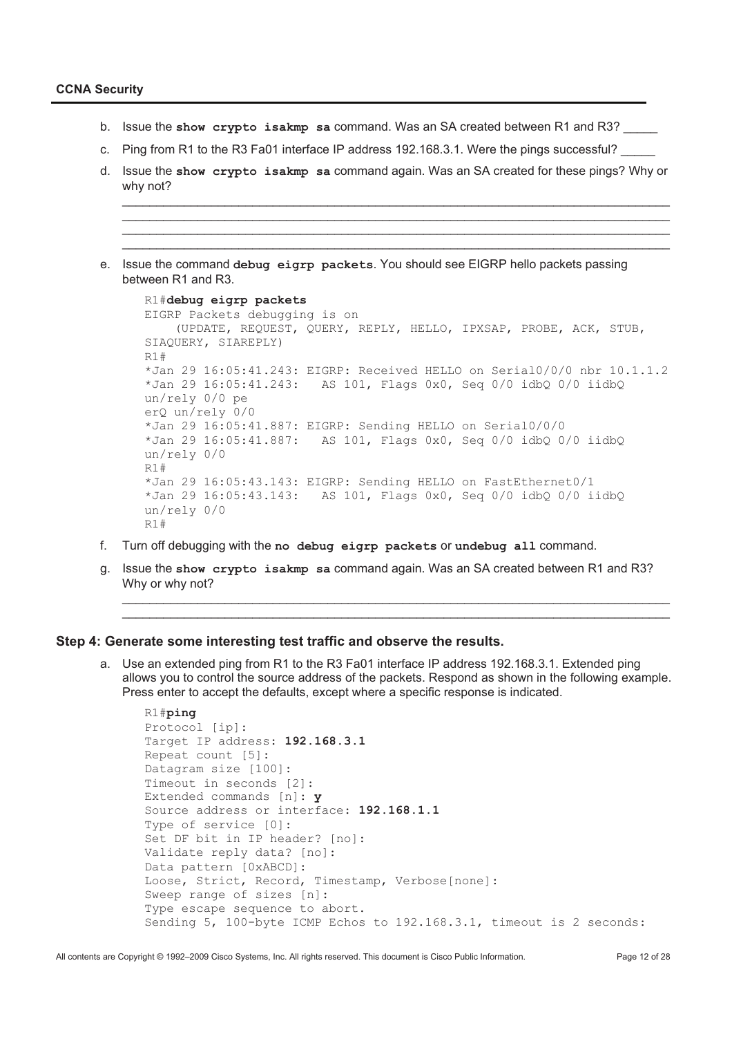b. Issue the **show crypto isakmp sa** command. Was an SA created between R1 and R3? _____

c. Ping from R1 to the R3 Fa01 interface IP address 192.168.3.1. Were the pings successful? _____

d. Issue the **show crypto isakmp sa** command again. Was an SA created for these pings? Why or why not?

_______________________________________________________________________________
_______________________________________________________________________________
_______________________________________________________________________________
_______________________________________________________________________________

e. Issue the command **debug eigrp packets**. You should see EIGRP hello packets passing between R1 and R3.

```
R1#debug eigrp packets
EIGRP Packets debugging is on
    (UPDATE, REQUEST, QUERY, REPLY, HELLO, IPXSAP, PROBE, ACK, STUB,
SIAQUERY, SIAREPLY)
R1#
*Jan 29 16:05:41.243: EIGRP: Received HELLO on Serial0/0/0 nbr 10.1.1.2
*Jan 29 16:05:41.243:   AS 101, Flags 0x0, Seq 0/0 idbQ 0/0 iidbQ
un/rely 0/0 pe
erQ un/rely 0/0
*Jan 29 16:05:41.887: EIGRP: Sending HELLO on Serial0/0/0
*Jan 29 16:05:41.887:   AS 101, Flags 0x0, Seq 0/0 idbQ 0/0 iidbQ
un/rely 0/0
R1#
*Jan 29 16:05:43.143: EIGRP: Sending HELLO on FastEthernet0/1
*Jan 29 16:05:43.143:   AS 101, Flags 0x0, Seq 0/0 idbQ 0/0 iidbQ
un/rely 0/0
R1#
```

f. Turn off debugging with the **no debug eigrp packets** or **undebug all** command.

g. Issue the **show crypto isakmp sa** command again. Was an SA created between R1 and R3? Why or why not?

_______________________________________________________________________________
_______________________________________________________________________________

#### Step 4: Generate some interesting test traffic and observe the results.

a. Use an extended ping from R1 to the R3 Fa01 interface IP address 192.168.3.1. Extended ping allows you to control the source address of the packets. Respond as shown in the following example. Press enter to accept the defaults, except where a specific response is indicated.

```
R1#ping
Protocol [ip]:
Target IP address: 192.168.3.1
Repeat count [5]:
Datagram size [100]:
Timeout in seconds [2]:
Extended commands [n]: y
Source address or interface: 192.168.1.1
Type of service [0]:
Set DF bit in IP header? [no]:
Validate reply data? [no]:
Data pattern [0xABCD]:
Loose, Strict, Record, Timestamp, Verbose[none]:
Sweep range of sizes [n]:
Type escape sequence to abort.
Sending 5, 100-byte ICMP Echos to 192.168.3.1, timeout is 2 seconds:
```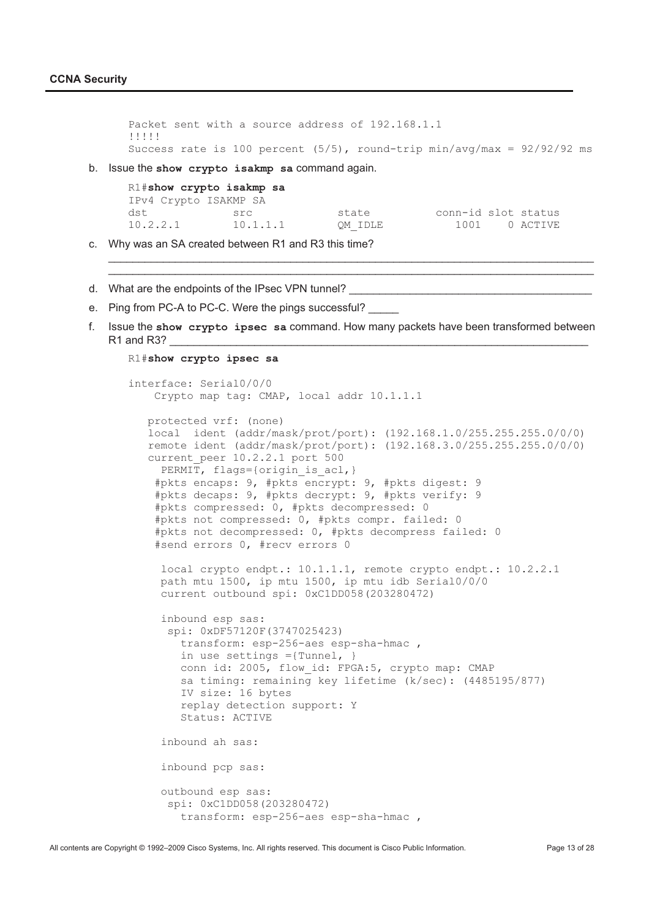```
Packet sent with a source address of 192.168.1.1
!!!!!
Success rate is 100 percent (5/5), round-trip min/avg/max = 92/92/92 ms
```

b. Issue the **show crypto isakmp sa** command again.

```
R1#show crypto isakmp sa
IPv4 Crypto ISAKMP SA
dst             src             state          conn-id slot status
10.2.2.1        10.1.1.1        QM_IDLE           1001    0 ACTIVE
```

c. Why was an SA created between R1 and R3 this time?

____________________________________________________________________________

____________________________________________________________________________

d. What are the endpoints of the IPsec VPN tunnel? ______________________________________

e. Ping from PC-A to PC-C. Were the pings successful? _____

f. Issue the **show crypto ipsec sa** command. How many packets have been transformed between R1 and R3? ________________________________________________________________

```
R1#show crypto ipsec sa

interface: Serial0/0/0
    Crypto map tag: CMAP, local addr 10.1.1.1

   protected vrf: (none)
   local  ident (addr/mask/prot/port): (192.168.1.0/255.255.255.0/0/0)
   remote ident (addr/mask/prot/port): (192.168.3.0/255.255.255.0/0/0)
   current_peer 10.2.2.1 port 500
     PERMIT, flags={origin_is_acl,}
    #pkts encaps: 9, #pkts encrypt: 9, #pkts digest: 9
    #pkts decaps: 9, #pkts decrypt: 9, #pkts verify: 9
    #pkts compressed: 0, #pkts decompressed: 0
    #pkts not compressed: 0, #pkts compr. failed: 0
    #pkts not decompressed: 0, #pkts decompress failed: 0
    #send errors 0, #recv errors 0

     local crypto endpt.: 10.1.1.1, remote crypto endpt.: 10.2.2.1
     path mtu 1500, ip mtu 1500, ip mtu idb Serial0/0/0
     current outbound spi: 0xC1DD058(203280472)

     inbound esp sas:
      spi: 0xDF57120F(3747025423)
        transform: esp-256-aes esp-sha-hmac ,
        in use settings ={Tunnel, }
        conn id: 2005, flow_id: FPGA:5, crypto map: CMAP
        sa timing: remaining key lifetime (k/sec): (4485195/877)
        IV size: 16 bytes
        replay detection support: Y
        Status: ACTIVE

     inbound ah sas:

     inbound pcp sas:

     outbound esp sas:
      spi: 0xC1DD058(203280472)
        transform: esp-256-aes esp-sha-hmac ,
```